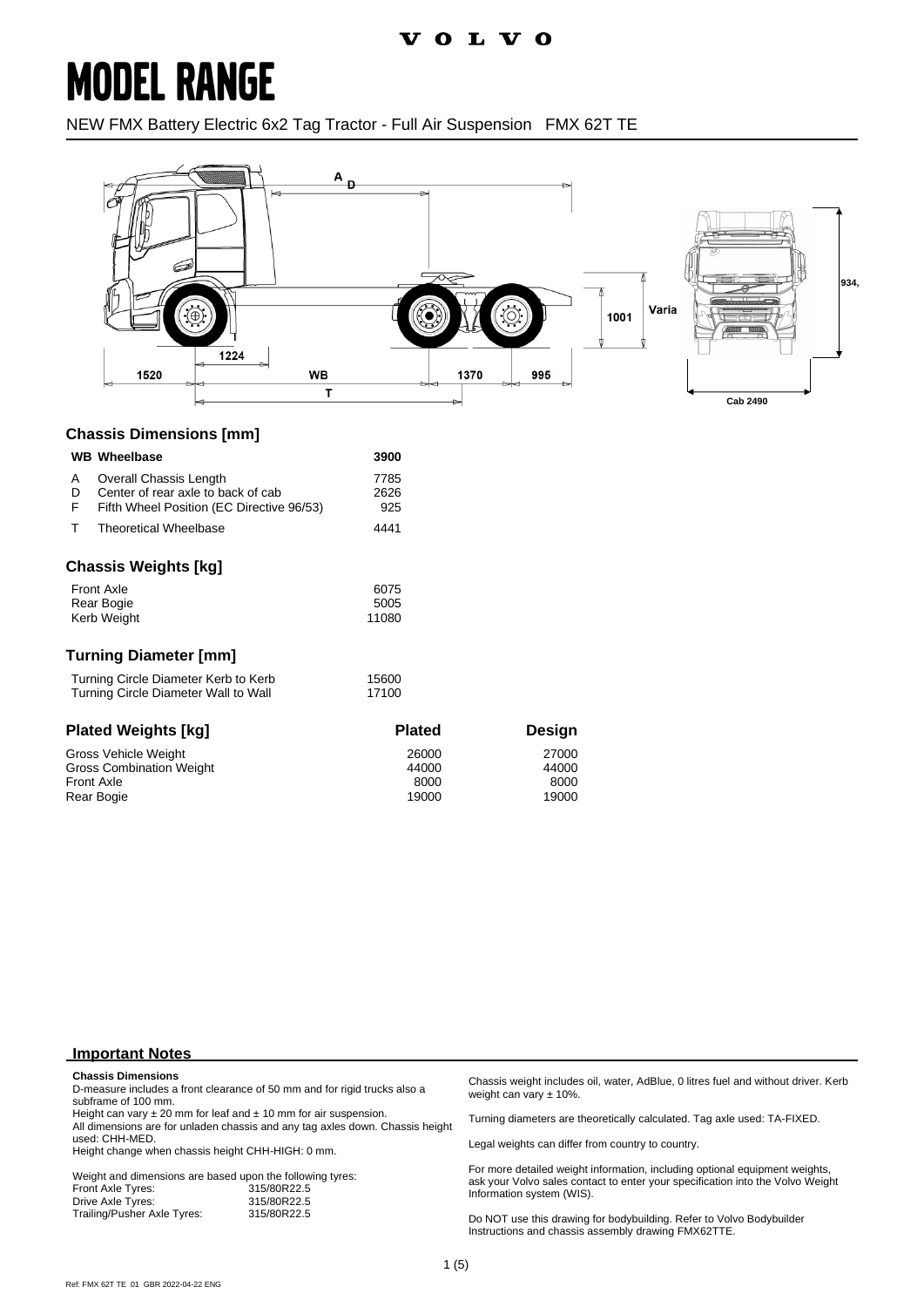# MODEL RANGE

NEW FMX Battery Electric 6x2 Tag Tractor - Full Air Suspension FMX 62T TE

## Chassis Dimensions [mm]

| | | |
|---|---|---|
| **WB** | **Wheelbase** | **3900** |
| A | Overall Chassis Length | 7785 |
| D | Center of rear axle to back of cab | 2626 |
| F | Fifth Wheel Position (EC Directive 96/53) | 925 |
| T | Theoretical Wheelbase | 4441 |

## Chassis Weights [kg]

| | |
|---|---|
| Front Axle | 6075 |
| Rear Bogie | 5005 |
| Kerb Weight | 11080 |

## Turning Diameter [mm]

| | |
|---|---|
| Turning Circle Diameter Kerb to Kerb | 15600 |
| Turning Circle Diameter Wall to Wall | 17100 |

## Plated Weights [kg]

| | Plated | Design |
|---|---|---|
| Gross Vehicle Weight | 26000 | 27000 |
| Gross Combination Weight | 44000 | 44000 |
| Front Axle | 8000 | 8000 |
| Rear Bogie | 19000 | 19000 |

## Important Notes

**Chassis Dimensions**

D-measure includes a front clearance of 50 mm and for rigid trucks also a subframe of 100 mm.
Height can vary ± 20 mm for leaf and ± 10 mm for air suspension.
All dimensions are for unladen chassis and any tag axles down. Chassis height used: CHH-MED.
Height change when chassis height CHH-HIGH: 0 mm.

Weight and dimensions are based upon the following tyres:

| | |
|---|---|
| Front Axle Tyres: | 315/80R22.5 |
| Drive Axle Tyres: | 315/80R22.5 |
| Trailing/Pusher Axle Tyres: | 315/80R22.5 |

Chassis weight includes oil, water, AdBlue, 0 litres fuel and without driver. Kerb weight can vary ± 10%.

Turning diameters are theoretically calculated. Tag axle used: TA-FIXED.

Legal weights can differ from country to country.

For more detailed weight information, including optional equipment weights, ask your Volvo sales contact to enter your specification into the Volvo Weight Information system (WIS).

Do NOT use this drawing for bodybuilding. Refer to Volvo Bodybuilder Instructions and chassis assembly drawing FMX62TTE.

Ref: FMX 62T TE 01 GBR 2022-04-22 ENG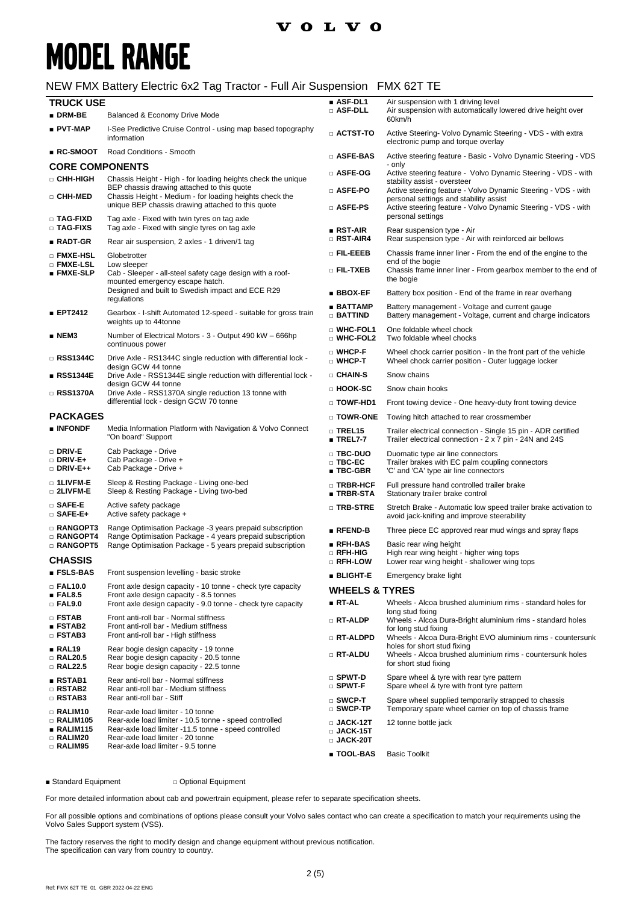# MODEL RANGE

## NEW FMX Battery Electric 6x2 Tag Tractor - Full Air Suspension FMX 62T TE

### TRUCK USE

| Code | Description |
|---|---|
| ■ DRM-BE | Balanced & Economy Drive Mode |
| ■ PVT-MAP | I-See Predictive Cruise Control - using map based topography information |
| ■ RC-SMOOT | Road Conditions - Smooth |

### CORE COMPONENTS

| Code | Description |
|---|---|
| □ CHH-HIGH | Chassis Height - High - for loading heights check the unique BEP chassis drawing attached to this quote |
| □ CHH-MED | Chassis Height - Medium - for loading heights check the unique BEP chassis drawing attached to this quote |
| □ TAG-FIXD | Tag axle - Fixed with twin tyres on tag axle |
| □ TAG-FIXS | Tag axle - Fixed with single tyres on tag axle |
| ■ RADT-GR | Rear air suspension, 2 axles - 1 driven/1 tag |
| □ FMXE-HSL | Globetrotter |
| □ FMXE-LSL | Low sleeper |
| ■ FMXE-SLP | Cab - Sleeper - all-steel safety cage design with a roof-mounted emergency escape hatch. Designed and built to Swedish impact and ECE R29 regulations |
| ■ EPT2412 | Gearbox - I-shift Automated 12-speed - suitable for gross train weights up to 44tonne |
| ■ NEM3 | Number of Electrical Motors - 3 - Output 490 kW – 666hp continuous power |
| □ RSS1344C | Drive Axle - RS1344C single reduction with differential lock - design GCW 44 tonne |
| ■ RSS1344E | Drive Axle - RSS1344E single reduction with differential lock - design GCW 44 tonne |
| □ RSS1370A | Drive Axle - RSS1370A single reduction 13 tonne with differential lock - design GCW 70 tonne |

### PACKAGES

| Code | Description |
|---|---|
| ■ INFONDF | Media Information Platform with Navigation & Volvo Connect "On board" Support |
| □ DRIV-E | Cab Package - Drive |
| □ DRIV-E+ | Cab Package - Drive + |
| □ DRIV-E++ | Cab Package - Drive + |
| □ 1LIVFM-E | Sleep & Resting Package - Living one-bed |
| □ 2LIVFM-E | Sleep & Resting Package - Living two-bed |
| □ SAFE-E | Active safety package |
| □ SAFE-E+ | Active safety package + |
| □ RANGOPT3 | Range Optimisation Package -3 years prepaid subscription |
| □ RANGOPT4 | Range Optimisation Package - 4 years prepaid subscription |
| □ RANGOPT5 | Range Optimisation Package - 5 years prepaid subscription |

### CHASSIS

| Code | Description |
|---|---|
| ■ FSLS-BAS | Front suspension levelling - basic stroke |
| □ FAL10.0 | Front axle design capacity - 10 tonne - check tyre capacity |
| ■ FAL8.5 | Front axle design capacity - 8.5 tonnes |
| □ FAL9.0 | Front axle design capacity - 9.0 tonne - check tyre capacity |
| □ FSTAB | Front anti-roll bar - Normal stiffness |
| ■ FSTAB2 | Front anti-roll bar - Medium stiffness |
| □ FSTAB3 | Front anti-roll bar - High stiffness |
| ■ RAL19 | Rear bogie design capacity - 19 tonne |
| □ RAL20.5 | Rear bogie design capacity - 20.5 tonne |
| □ RAL22.5 | Rear bogie design capacity - 22.5 tonne |
| ■ RSTAB1 | Rear anti-roll bar - Normal stiffness |
| □ RSTAB2 | Rear anti-roll bar - Medium stiffness |
| □ RSTAB3 | Rear anti-roll bar - Stiff |
| □ RALIM10 | Rear-axle load limiter - 10 tonne |
| □ RALIM105 | Rear-axle load limiter - 10.5 tonne - speed controlled |
| ■ RALIM115 | Rear-axle load limiter -11.5 tonne - speed controlled |
| □ RALIM20 | Rear-axle load limiter - 20 tonne |
| □ RALIM95 | Rear-axle load limiter - 9.5 tonne |
| ■ ASF-DL1 | Air suspension with 1 driving level |
| □ ASF-DLL | Air suspension with automatically lowered drive height over 60km/h |
| □ ACTST-TO | Active Steering- Volvo Dynamic Steering - VDS - with extra electronic pump and torque overlay |
| □ ASFE-BAS | Active steering feature - Basic - Volvo Dynamic Steering - VDS - only |
| □ ASFE-OG | Active steering feature - Volvo Dynamic Steering - VDS - with stability assist - oversteer |
| □ ASFE-PO | Active steering feature - Volvo Dynamic Steering - VDS - with personal settings and stability assist |
| □ ASFE-PS | Active steering feature - Volvo Dynamic Steering - VDS - with personal settings |
| ■ RST-AIR | Rear suspension type - Air |
| □ RST-AIR4 | Rear suspension type - Air with reinforced air bellows |
| □ FIL-EEEB | Chassis frame inner liner - From the end of the engine to the end of the bogie |
| □ FIL-TXEB | Chassis frame inner liner - From gearbox member to the end of the bogie |
| ■ BBOX-EF | Battery box position - End of the frame in rear overhang |
| ■ BATTAMP | Battery management - Voltage and current gauge |
| □ BATTIND | Battery management - Voltage, current and charge indicators |
| □ WHC-FOL1 | One foldable wheel chock |
| □ WHC-FOL2 | Two foldable wheel chocks |
| □ WHCP-F | Wheel chock carrier position - In the front part of the vehicle |
| □ WHCP-T | Wheel chock carrier position - Outer luggage locker |
| □ CHAIN-S | Snow chains |
| □ HOOK-SC | Snow chain hooks |
| □ TOWF-HD1 | Front towing device - One heavy-duty front towing device |
| □ TOWR-ONE | Towing hitch attached to rear crossmember |
| □ TREL15 | Trailer electrical connection - Single 15 pin - ADR certified |
| ■ TREL7-7 | Trailer electrical connection - 2 x 7 pin - 24N and 24S |
| □ TBC-DUO | Duomatic type air line connectors |
| □ TBC-EC | Trailer brakes with EC palm coupling connectors |
| ■ TBC-GBR | 'C' and 'CA' type air line connectors |
| □ TRBR-HCF | Full pressure hand controlled trailer brake |
| ■ TRBR-STA | Stationary trailer brake control |
| □ TRB-STRE | Stretch Brake - Automatic low speed trailer brake activation to avoid jack-knifing and improve steerability |
| ■ RFEND-B | Three piece EC approved rear mud wings and spray flaps |
| ■ RFH-BAS | Basic rear wing height |
| □ RFH-HIG | High rear wing height - higher wing tops |
| □ RFH-LOW | Lower rear wing height - shallower wing tops |
| ■ BLIGHT-E | Emergency brake light |

### WHEELS & TYRES

| Code | Description |
|---|---|
| ■ RT-AL | Wheels - Alcoa brushed aluminium rims - standard holes for long stud fixing |
| □ RT-ALDP | Wheels - Alcoa Dura-Bright aluminium rims - standard holes for long stud fixing |
| □ RT-ALDPD | Wheels - Alcoa Dura-Bright EVO aluminium rims - countersunk holes for short stud fixing |
| □ RT-ALDU | Wheels - Alcoa brushed aluminium rims - countersunk holes for short stud fixing |
| □ SPWT-D | Spare wheel & tyre with rear tyre pattern |
| □ SPWT-F | Spare wheel & tyre with front tyre pattern |
| □ SWCP-T | Spare wheel supplied temporarily strapped to chassis |
| □ SWCP-TP | Temporary spare wheel carrier on top of chassis frame |
| □ JACK-12T | 12 tonne bottle jack |
| □ JACK-15T | |
| □ JACK-20T | |
| ■ TOOL-BAS | Basic Toolkit |

■ Standard Equipment □ Optional Equipment

For more detailed information about cab and powertrain equipment, please refer to separate specification sheets.

For all possible options and combinations of options please consult your Volvo sales contact who can create a specification to match your requirements using the Volvo Sales Support system (VSS).

The factory reserves the right to modify design and change equipment without previous notification.
The specification can vary from country to country.

Ref: FMX 62T TE 01 GBR 2022-04-22 ENG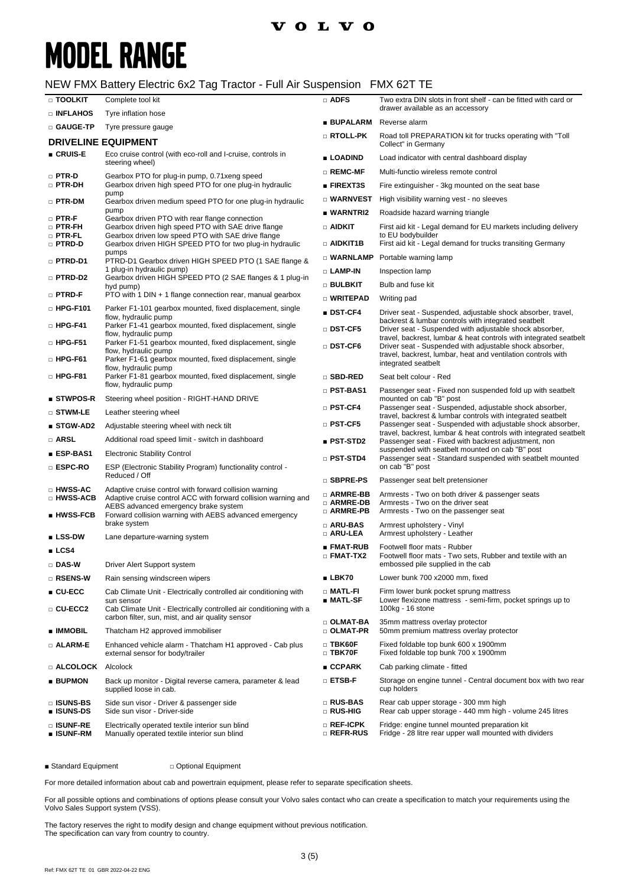VOLVO

# MODEL RANGE

## NEW FMX Battery Electric 6x2 Tag Tractor - Full Air Suspension FMX 62T TE

| | |
|---|---|
| □ **TOOLKIT** | Complete tool kit |
| □ **INFLAHOS** | Tyre inflation hose |
| □ **GAUGE-TP** | Tyre pressure gauge |

### DRIVELINE EQUIPMENT

| | |
|---|---|
| ■ **CRUIS-E** | Eco cruise control (with eco-roll and I-cruise, controls in steering wheel) |
| □ **PTR-D** | Gearbox PTO for plug-in pump, 0.71xeng speed |
| □ **PTR-DH** | Gearbox driven high speed PTO for one plug-in hydraulic pump |
| □ **PTR-DM** | Gearbox driven medium speed PTO for one plug-in hydraulic pump |
| □ **PTR-F** | Gearbox driven PTO with rear flange connection |
| □ **PTR-FH** | Gearbox driven high speed PTO with SAE drive flange |
| □ **PTR-FL** | Gearbox driven low speed PTO with SAE drive flange |
| □ **PTRD-D** | Gearbox driven HIGH SPEED PTO for two plug-in hydraulic pumps |
| □ **PTRD-D1** | PTRD-D1 Gearbox driven HIGH SPEED PTO (1 SAE flange & 1 plug-in hydraulic pump) |
| □ **PTRD-D2** | Gearbox driven HIGH SPEED PTO (2 SAE flanges & 1 plug-in hyd pump) |
| □ **PTRD-F** | PTO with 1 DIN + 1 flange connection rear, manual gearbox |
| □ **HPG-F101** | Parker F1-101 gearbox mounted, fixed displacement, single flow, hydraulic pump |
| □ **HPG-F41** | Parker F1-41 gearbox mounted, fixed displacement, single flow, hydraulic pump |
| □ **HPG-F51** | Parker F1-51 gearbox mounted, fixed displacement, single flow, hydraulic pump |
| □ **HPG-F61** | Parker F1-61 gearbox mounted, fixed displacement, single flow, hydraulic pump |
| □ **HPG-F81** | Parker F1-81 gearbox mounted, fixed displacement, single flow, hydraulic pump |
| ■ **STWPOS-R** | Steering wheel position - RIGHT-HAND DRIVE |
| □ **STWM-LE** | Leather steering wheel |
| ■ **STGW-AD2** | Adjustable steering wheel with neck tilt |
| □ **ARSL** | Additional road speed limit - switch in dashboard |
| ■ **ESP-BAS1** | Electronic Stability Control |
| □ **ESPC-RO** | ESP (Electronic Stability Program) functionality control - Reduced / Off |
| □ **HWSS-AC** | Adaptive cruise control with forward collision warning |
| □ **HWSS-ACB** | Adaptive cruise control ACC with forward collision warning and AEBS advanced emergency brake system |
| ■ **HWSS-FCB** | Forward collision warning with AEBS advanced emergency brake system |
| ■ **LSS-DW** | Lane departure-warning system |
| ■ **LCS4** | |
| □ **DAS-W** | Driver Alert Support system |
| □ **RSENS-W** | Rain sensing windscreen wipers |
| ■ **CU-ECC** | Cab Climate Unit - Electrically controlled air conditioning with sun sensor |
| □ **CU-ECC2** | Cab Climate Unit - Electrically controlled air conditioning with a carbon filter, sun, mist, and air quality sensor |
| ■ **IMMOBIL** | Thatcham H2 approved immobiliser |
| □ **ALARM-E** | Enhanced vehicle alarm - Thatcham H1 approved - Cab plus external sensor for body/trailer |
| □ **ALCOLOCK** | Alcolock |
| ■ **BUPMON** | Back up monitor - Digital reverse camera, parameter & lead supplied loose in cab. |
| □ **ISUNS-BS** | Side sun visor - Driver & passenger side |
| ■ **ISUNS-DS** | Side sun visor - Driver-side |
| □ **ISUNF-RE** | Electrically operated textile interior sun blind |
| ■ **ISUNF-RM** | Manually operated textile interior sun blind |
| □ **ADFS** | Two extra DIN slots in front shelf - can be fitted with card or drawer available as an accessory |
| ■ **BUPALARM** | Reverse alarm |
| □ **RTOLL-PK** | Road toll PREPARATION kit for trucks operating with "Toll Collect" in Germany |
| ■ **LOADIND** | Load indicator with central dashboard display |
| □ **REMC-MF** | Multi-functio wireless remote control |
| ■ **FIREXT3S** | Fire extinguisher - 3kg mounted on the seat base |
| □ **WARNVEST** | High visibility warning vest - no sleeves |
| ■ **WARNTRI2** | Roadside hazard warning triangle |
| □ **AIDKIT** | First aid kit - Legal demand for EU markets including delivery to EU bodybuilder |
| □ **AIDKIT1B** | First aid kit - Legal demand for trucks transiting Germany |
| □ **WARNLAMP** | Portable warning lamp |
| □ **LAMP-IN** | Inspection lamp |
| □ **BULBKIT** | Bulb and fuse kit |
| □ **WRITEPAD** | Writing pad |
| ■ **DST-CF4** | Driver seat - Suspended, adjustable shock absorber, travel, backrest & lumbar controls with integrated seatbelt |
| □ **DST-CF5** | Driver seat - Suspended with adjustable shock absorber, travel, backrest, lumbar & heat controls with integrated seatbelt |
| □ **DST-CF6** | Driver seat - Suspended with adjustable shock absorber, travel, backrest, lumbar, heat and ventilation controls with integrated seatbelt |
| □ **SBD-RED** | Seat belt colour - Red |
| □ **PST-BAS1** | Passenger seat - Fixed non suspended fold up with seatbelt mounted on cab "B" post |
| □ **PST-CF4** | Passenger seat - Suspended, adjustable shock absorber, travel, backrest & lumbar controls with integrated seatbelt |
| □ **PST-CF5** | Passenger seat - Suspended with adjustable shock absorber, travel, backrest, lumbar & heat controls with integrated seatbelt |
| ■ **PST-STD2** | Passenger seat - Fixed with backrest adjustment, non suspended with seatbelt mounted on cab "B" post |
| □ **PST-STD4** | Passenger seat - Standard suspended with seatbelt mounted on cab "B" post |
| □ **SBPRE-PS** | Passenger seat belt pretensioner |
| □ **ARMRE-BB** | Armrests - Two on both driver & passenger seats |
| □ **ARMRE-DB** | Armrests - Two on the driver seat |
| □ **ARMRE-PB** | Armrests - Two on the passenger seat |
| □ **ARU-BAS** | Armrest upholstery - Vinyl |
| □ **ARU-LEA** | Armrest upholstery - Leather |
| ■ **FMAT-RUB** | Footwell floor mats - Rubber |
| □ **FMAT-TX2** | Footwell floor mats - Two sets, Rubber and textile with an embossed pile supplied in the cab |
| ■ **LBK70** | Lower bunk 700 x2000 mm, fixed |
| □ **MATL-FI** | Firm lower bunk pocket sprung mattress |
| ■ **MATL-SF** | Lower flexizone mattress - semi-firm, pocket springs up to 100kg - 16 stone |
| □ **OLMAT-BA** | 35mm mattress overlay protector |
| □ **OLMAT-PR** | 50mm premium mattress overlay protector |
| □ **TBK60F** | Fixed foldable top bunk 600 x 1900mm |
| □ **TBK70F** | Fixed foldable top bunk 700 x 1900mm |
| ■ **CCPARK** | Cab parking climate - fitted |
| □ **ETSB-F** | Storage on engine tunnel - Central document box with two rear cup holders |
| □ **RUS-BAS** | Rear cab upper storage - 300 mm high |
| □ **RUS-HIG** | Rear cab upper storage - 440 mm high - volume 245 litres |
| □ **REF-ICPK** | Fridge: engine tunnel mounted preparation kit |
| □ **REFR-RUS** | Fridge - 28 litre rear upper wall mounted with dividers |

■ Standard Equipment □ Optional Equipment

For more detailed information about cab and powertrain equipment, please refer to separate specification sheets.

For all possible options and combinations of options please consult your Volvo sales contact who can create a specification to match your requirements using the Volvo Sales Support system (VSS).

The factory reserves the right to modify design and change equipment without previous notification.
The specification can vary from country to country.

Ref: FMX 62T TE 01 GBR 2022-04-22 ENG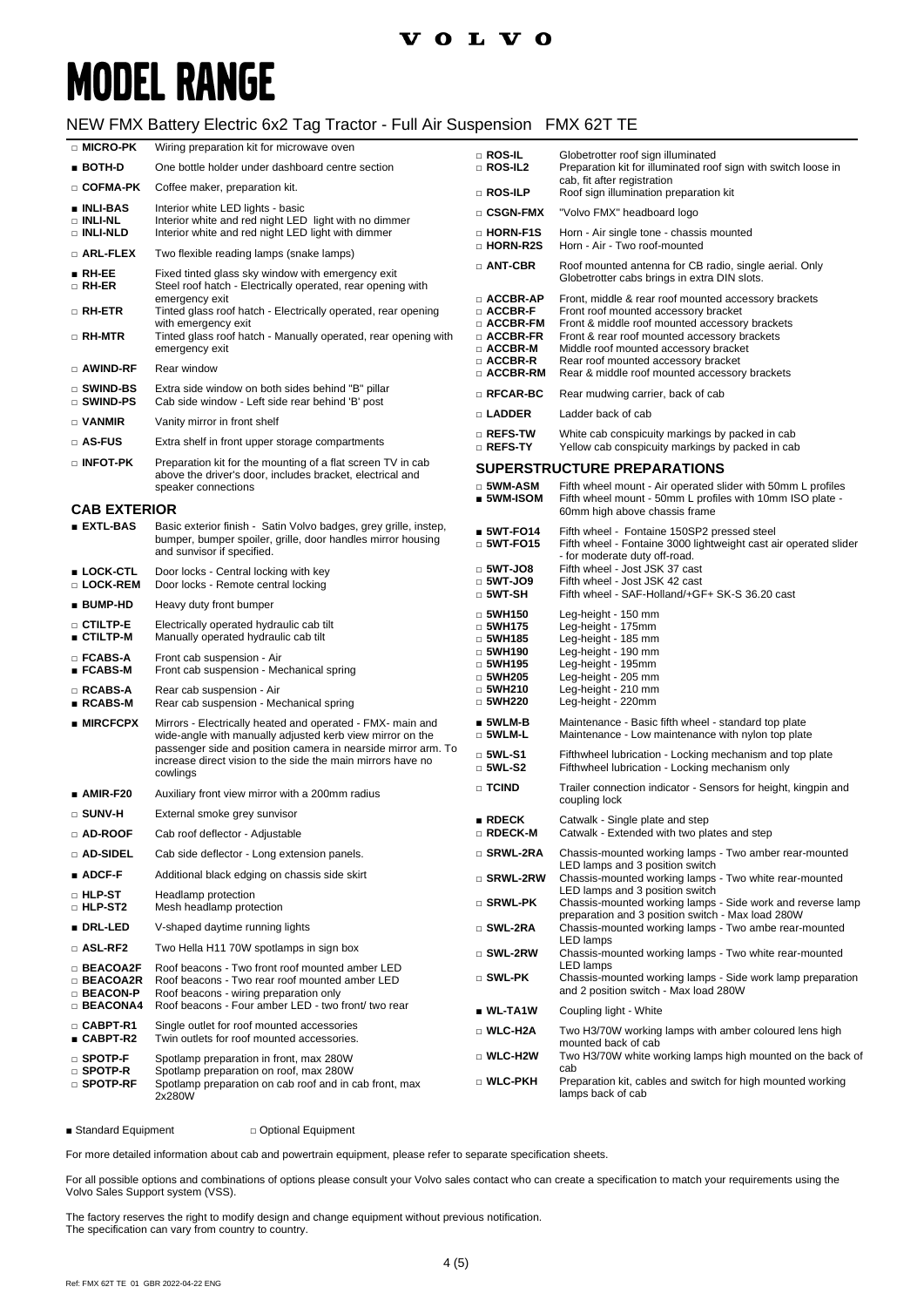# MODEL RANGE

## NEW FMX Battery Electric 6x2 Tag Tractor - Full Air Suspension FMX 62T TE

| | |
|---|---|
| □ **MICRO-PK** | Wiring preparation kit for microwave oven |
| ■ **BOTH-D** | One bottle holder under dashboard centre section |
| □ **COFMA-PK** | Coffee maker, preparation kit. |
| ■ **INLI-BAS** | Interior white LED lights - basic |
| □ **INLI-NL** | Interior white and red night LED light with no dimmer |
| □ **INLI-NLD** | Interior white and red night LED light with dimmer |
| □ **ARL-FLEX** | Two flexible reading lamps (snake lamps) |
| ■ **RH-EE** | Fixed tinted glass sky window with emergency exit |
| □ **RH-ER** | Steel roof hatch - Electrically operated, rear opening with emergency exit |
| □ **RH-ETR** | Tinted glass roof hatch - Electrically operated, rear opening with emergency exit |
| □ **RH-MTR** | Tinted glass roof hatch - Manually operated, rear opening with emergency exit |
| □ **AWIND-RF** | Rear window |
| □ **SWIND-BS** | Extra side window on both sides behind "B" pillar |
| □ **SWIND-PS** | Cab side window - Left side rear behind 'B' post |
| □ **VANMIR** | Vanity mirror in front shelf |
| □ **AS-FUS** | Extra shelf in front upper storage compartments |
| □ **INFOT-PK** | Preparation kit for the mounting of a flat screen TV in cab above the driver's door, includes bracket, electrical and speaker connections |

### CAB EXTERIOR

| | |
|---|---|
| ■ **EXTL-BAS** | Basic exterior finish - Satin Volvo badges, grey grille, instep, bumper, bumper spoiler, grille, door handles mirror housing and sunvisor if specified. |
| ■ **LOCK-CTL** | Door locks - Central locking with key |
| □ **LOCK-REM** | Door locks - Remote central locking |
| ■ **BUMP-HD** | Heavy duty front bumper |
| □ **CTILTP-E** | Electrically operated hydraulic cab tilt |
| ■ **CTILTP-M** | Manually operated hydraulic cab tilt |
| □ **FCABS-A** | Front cab suspension - Air |
| ■ **FCABS-M** | Front cab suspension - Mechanical spring |
| □ **RCABS-A** | Rear cab suspension - Air |
| ■ **RCABS-M** | Rear cab suspension - Mechanical spring |
| ■ **MIRCFCPX** | Mirrors - Electrically heated and operated - FMX- main and wide-angle with manually adjusted kerb view mirror on the passenger side and position camera in nearside mirror arm. To increase direct vision to the side the main mirrors have no cowlings |
| ■ **AMIR-F20** | Auxiliary front view mirror with a 200mm radius |
| □ **SUNV-H** | External smoke grey sunvisor |
| □ **AD-ROOF** | Cab roof deflector - Adjustable |
| □ **AD-SIDEL** | Cab side deflector - Long extension panels. |
| ■ **ADCF-F** | Additional black edging on chassis side skirt |
| □ **HLP-ST** | Headlamp protection |
| □ **HLP-ST2** | Mesh headlamp protection |
| ■ **DRL-LED** | V-shaped daytime running lights |
| □ **ASL-RF2** | Two Hella H11 70W spotlamps in sign box |
| □ **BEACOA2F** | Roof beacons - Two front roof mounted amber LED |
| □ **BEACOA2R** | Roof beacons - Two rear roof mounted amber LED |
| □ **BEACON-P** | Roof beacons - wiring preparation only |
| □ **BEACONA4** | Roof beacons - Four amber LED - two front/ two rear |
| □ **CABPT-R1** | Single outlet for roof mounted accessories |
| ■ **CABPT-R2** | Twin outlets for roof mounted accessories. |
| □ **SPOTP-F** | Spotlamp preparation in front, max 280W |
| □ **SPOTP-R** | Spotlamp preparation on roof, max 280W |
| □ **SPOTP-RF** | Spotlamp preparation on cab roof and in cab front, max 2x280W |
| □ **ROS-IL** | Globetrotter roof sign illuminated |
| □ **ROS-IL2** | Preparation kit for illuminated roof sign with switch loose in cab, fit after registration |
| □ **ROS-ILP** | Roof sign illumination preparation kit |
| □ **CSGN-FMX** | "Volvo FMX" headboard logo |
| □ **HORN-F1S** | Horn - Air single tone - chassis mounted |
| □ **HORN-R2S** | Horn - Air - Two roof-mounted |
| □ **ANT-CBR** | Roof mounted antenna for CB radio, single aerial. Only Globetrotter cabs brings in extra DIN slots. |
| □ **ACCBR-AP** | Front, middle & rear roof mounted accessory brackets |
| □ **ACCBR-F** | Front roof mounted accessory bracket |
| □ **ACCBR-FM** | Front & middle roof mounted accessory brackets |
| □ **ACCBR-FR** | Front & rear roof mounted accessory brackets |
| □ **ACCBR-M** | Middle roof mounted accessory bracket |
| □ **ACCBR-R** | Rear roof mounted accessory bracket |
| □ **ACCBR-RM** | Rear & middle roof mounted accessory brackets |
| □ **RFCAR-BC** | Rear mudwing carrier, back of cab |
| □ **LADDER** | Ladder back of cab |
| □ **REFS-TW** | White cab conspicuity markings by packed in cab |
| □ **REFS-TY** | Yellow cab conspicuity markings by packed in cab |

### SUPERSTRUCTURE PREPARATIONS

| | |
|---|---|
| □ **5WM-ASM** | Fifth wheel mount - Air operated slider with 50mm L profiles |
| ■ **5WM-ISOM** | Fifth wheel mount - 50mm L profiles with 10mm ISO plate - 60mm high above chassis frame |
| ■ **5WT-FO14** | Fifth wheel - Fontaine 150SP2 pressed steel |
| □ **5WT-FO15** | Fifth wheel - Fontaine 3000 lightweight cast air operated slider - for moderate duty off-road. |
| □ **5WT-JO8** | Fifth wheel - Jost JSK 37 cast |
| □ **5WT-JO9** | Fifth wheel - Jost JSK 42 cast |
| □ **5WT-SH** | Fifth wheel - SAF-Holland/+GF+ SK-S 36.20 cast |
| □ **5WH150** | Leg-height - 150 mm |
| □ **5WH175** | Leg-height - 175mm |
| □ **5WH185** | Leg-height - 185 mm |
| □ **5WH190** | Leg-height - 190 mm |
| □ **5WH195** | Leg-height - 195mm |
| □ **5WH205** | Leg-height - 205 mm |
| □ **5WH210** | Leg-height - 210 mm |
| □ **5WH220** | Leg-height - 220mm |
| ■ **5WLM-B** | Maintenance - Basic fifth wheel - standard top plate |
| □ **5WLM-L** | Maintenance - Low maintenance with nylon top plate |
| □ **5WL-S1** | Fifthwheel lubrication - Locking mechanism and top plate |
| □ **5WL-S2** | Fifthwheel lubrication - Locking mechanism only |
| □ **TCIND** | Trailer connection indicator - Sensors for height, kingpin and coupling lock |
| ■ **RDECK** | Catwalk - Single plate and step |
| □ **RDECK-M** | Catwalk - Extended with two plates and step |
| □ **SRWL-2RA** | Chassis-mounted working lamps - Two amber rear-mounted LED lamps and 3 position switch |
| □ **SRWL-2RW** | Chassis-mounted working lamps - Two white rear-mounted LED lamps and 3 position switch |
| □ **SRWL-PK** | Chassis-mounted working lamps - Side work and reverse lamp preparation and 3 position switch - Max load 280W |
| □ **SWL-2RA** | Chassis-mounted working lamps - Two ambe rear-mounted LED lamps |
| □ **SWL-2RW** | Chassis-mounted working lamps - Two white rear-mounted LED lamps |
| □ **SWL-PK** | Chassis-mounted working lamps - Side work lamp preparation and 2 position switch - Max load 280W |
| ■ **WL-TA1W** | Coupling light - White |
| □ **WLC-H2A** | Two H3/70W working lamps with amber coloured lens high mounted back of cab |
| □ **WLC-H2W** | Two H3/70W white working lamps high mounted on the back of cab |
| □ **WLC-PKH** | Preparation kit, cables and switch for high mounted working lamps back of cab |

■ Standard Equipment □ Optional Equipment

For more detailed information about cab and powertrain equipment, please refer to separate specification sheets.

For all possible options and combinations of options please consult your Volvo sales contact who can create a specification to match your requirements using the Volvo Sales Support system (VSS).

The factory reserves the right to modify design and change equipment without previous notification.
The specification can vary from country to country.

Ref: FMX 62T TE 01 GBR 2022-04-22 ENG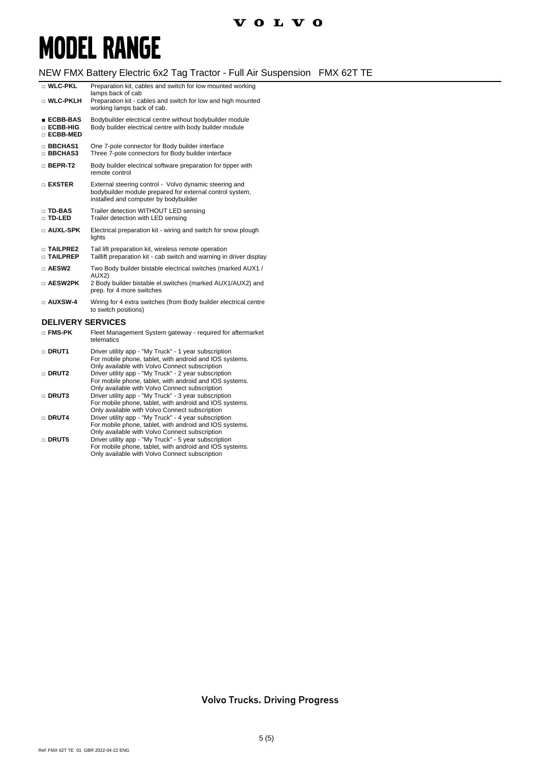# MODEL RANGE

NEW FMX Battery Electric 6x2 Tag Tractor - Full Air Suspension FMX 62T TE

| | |
|---|---|
| □ **WLC-PKL** | Preparation kit, cables and switch for low mounted working lamps back of cab |
| □ **WLC-PKLH** | Preparation kit - cables and switch for low and high mounted working lamps back of cab. |
| ■ **ECBB-BAS** | Bodybuilder electrical centre without bodybuilder module |
| □ **ECBB-HIG** | Body builder electrical centre with body builder module |
| □ **ECBB-MED** | |
| □ **BBCHAS1** | One 7-pole connector for Body builder interface |
| □ **BBCHAS3** | Three 7-pole connectors for Body builder interface |
| □ **BEPR-T2** | Body builder electrical software preparation for tipper with remote control |
| □ **EXSTER** | External steering control - Volvo dynamic steering and bodybuilder module prepared for external control system, installed and computer by bodybuilder |
| □ **TD-BAS** | Trailer detection WITHOUT LED sensing |
| □ **TD-LED** | Trailer detection with LED sensing |
| □ **AUXL-SPK** | Electrical preparation kit - wiring and switch for snow plough lights |
| □ **TAILPRE2** | Tail lift preparation kit, wireless remote operation |
| □ **TAILPREP** | Taillift preparation kit - cab switch and warning in driver display |
| □ **AESW2** | Two Body builder bistable electrical switches (marked AUX1 / AUX2) |
| □ **AESW2PK** | 2 Body builder bistable el.switches (marked AUX1/AUX2) and prep. for 4 more switches |
| □ **AUXSW-4** | Wiring for 4 extra switches (from Body builder electrical centre to switch positions) |

### DELIVERY SERVICES

| | |
|---|---|
| □ **FMS-PK** | Fleet Management System gateway - required for aftermarket telematics |
| □ **DRUT1** | Driver utility app - "My Truck" - 1 year subscription For mobile phone, tablet, with android and IOS systems. Only available with Volvo Connect subscription |
| □ **DRUT2** | Driver utility app - "My Truck" - 2 year subscription For mobile phone, tablet, with android and IOS systems. Only available with Volvo Connect subscription |
| □ **DRUT3** | Driver utility app - "My Truck" - 3 year subscription For mobile phone, tablet, with android and IOS systems. Only available with Volvo Connect subscription |
| □ **DRUT4** | Driver utility app - "My Truck" - 4 year subscription For mobile phone, tablet, with android and IOS systems. Only available with Volvo Connect subscription |
| □ **DRUT5** | Driver utility app - "My Truck" - 5 year subscription For mobile phone, tablet, with android and IOS systems. Only available with Volvo Connect subscription |

Volvo Trucks. Driving Progress

Ref: FMX 62T TE 01 GBR 2022-04-22 ENG